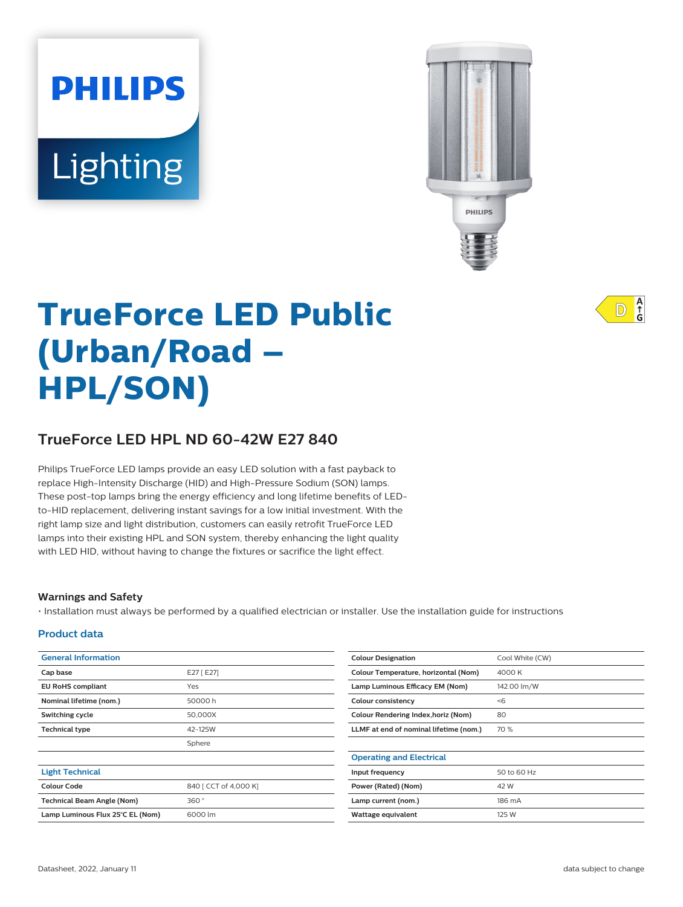PHILIPS

Lighting

# TrueForce LED Public (Urban/Road – HPL/SON)

## TrueForce LED HPL ND 60-42W E27 840

Philips TrueForce LED lamps provide an easy LED solution with a fast payback to replace High-Intensity Discharge (HID) and High-Pressure Sodium (SON) lamps. These post-top lamps bring the energy efficiency and long lifetime benefits of LED-to-HID replacement, delivering instant savings for a low initial investment. With the right lamp size and light distribution, customers can easily retrofit TrueForce LED lamps into their existing HPL and SON system, thereby enhancing the light quality with LED HID, without having to change the fixtures or sacrifice the light effect.

### Warnings and Safety

- Installation must always be performed by a qualified electrician or installer. Use the installation guide for instructions

### Product data

| General Information | |
|---|---|
| Cap base | E27 [ E27] |
| EU RoHS compliant | Yes |
| Nominal lifetime (nom.) | 50000 h |
| Switching cycle | 50,000X |
| Technical type | 42-125W |
| | Sphere |

| Light Technical | |
|---|---|
| Colour Code | 840 [ CCT of 4,000 K] |
| Technical Beam Angle (Nom) | 360 ° |
| Lamp Luminous Flux 25°C EL (Nom) | 6000 lm |
| Colour Designation | Cool White (CW) |
| Colour Temperature, horizontal (Nom) | 4000 K |
| Lamp Luminous Efficacy EM (Nom) | 142.00 lm/W |
| Colour consistency | <6 |
| Colour Rendering Index,horiz (Nom) | 80 |
| LLMF at end of nominal lifetime (nom.) | 70 % |

| Operating and Electrical | |
|---|---|
| Input frequency | 50 to 60 Hz |
| Power (Rated) (Nom) | 42 W |
| Lamp current (nom.) | 186 mA |
| Wattage equivalent | 125 W |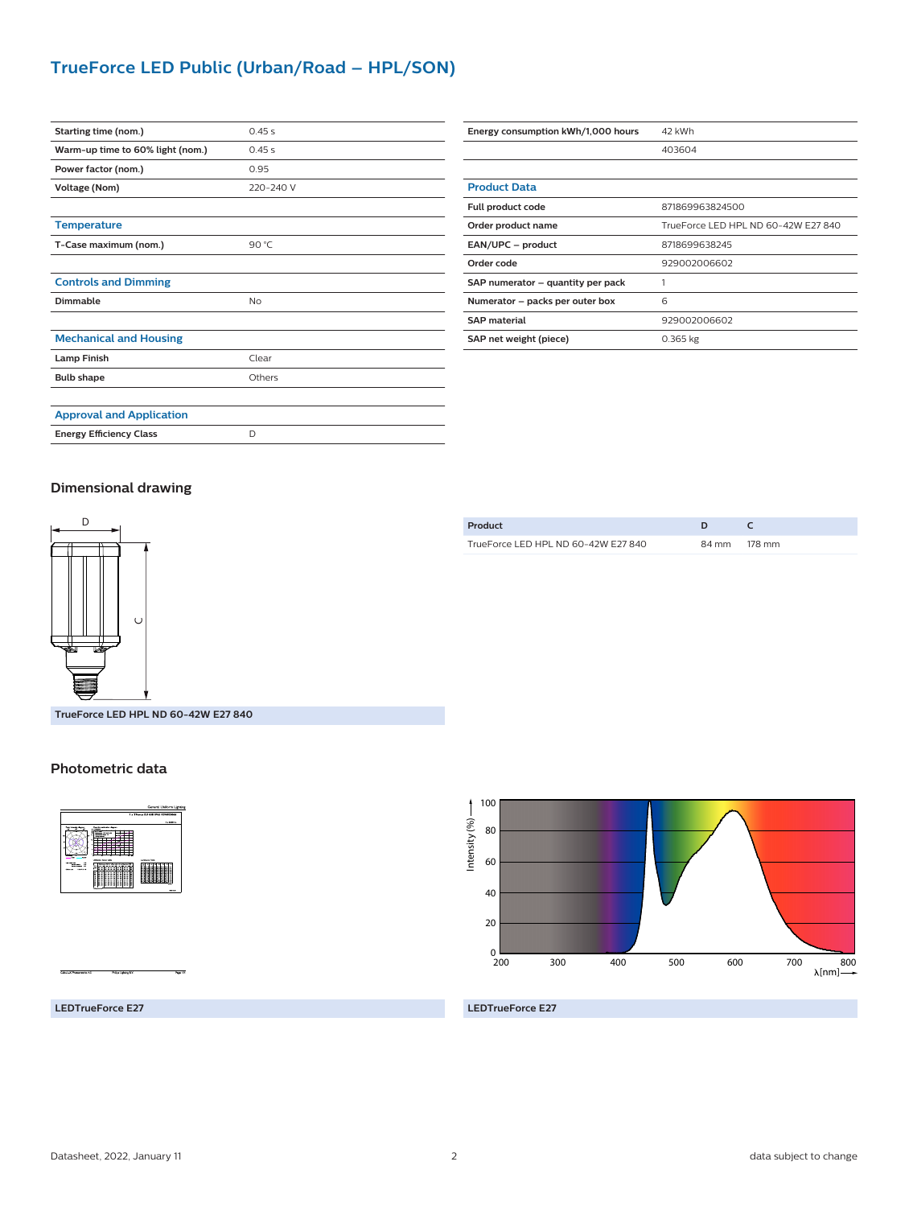| Starting time (nom.) | 0.45 s |
|---|---|
| Warm-up time to 60% light (nom.) | 0.45 s |
| Power factor (nom.) | 0.95 |
| Voltage (Nom) | 220-240 V |

### Temperature

| T-Case maximum (nom.) | 90 °C |
|---|---|

### Controls and Dimming

| Dimmable | No |
|---|---|

### Mechanical and Housing

| Lamp Finish | Clear |
|---|---|
| Bulb shape | Others |

### Approval and Application

| Energy Efficiency Class | D |
|---|---|
| Energy consumption kWh/1,000 hours | 42 kWh |
| | 403604 |

### Product Data

| Full product code | 871869963824500 |
|---|---|
| Order product name | TrueForce LED HPL ND 60-42W E27 840 |
| EAN/UPC – product | 8718699638245 |
| Order code | 929002006602 |
| SAP numerator – quantity per pack | 1 |
| Numerator – packs per outer box | 6 |
| SAP material | 929002006602 |
| SAP net weight (piece) | 0.365 kg |

## Dimensional drawing

TrueForce LED HPL ND 60-42W E27 840

| Product | D | C |
|---|---|---|
| TrueForce LED HPL ND 60-42W E27 840 | 84 mm | 178 mm |

## Photometric data

LEDTrueForce E27

LEDTrueForce E27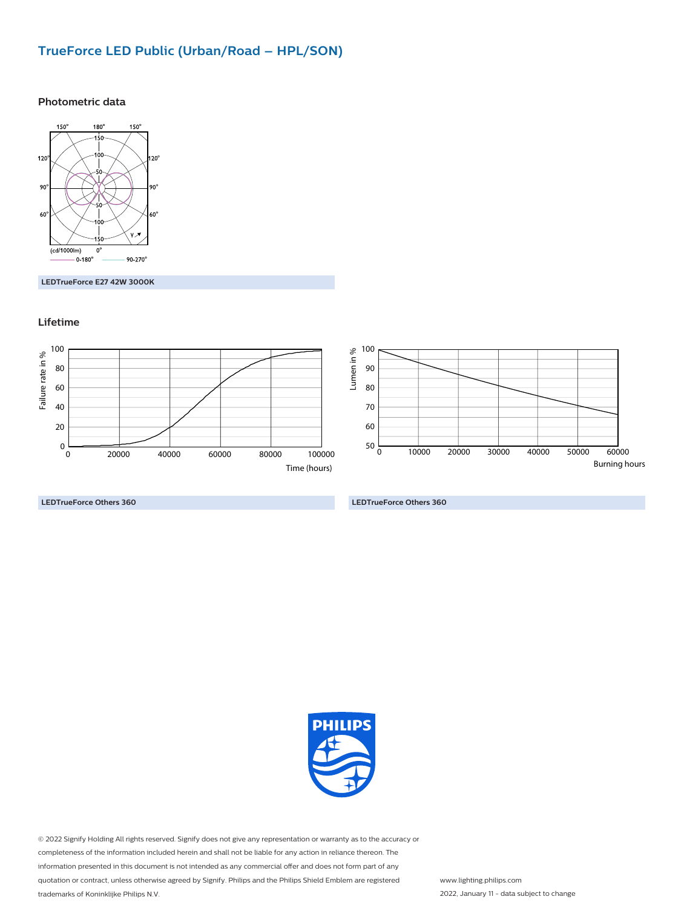# TrueForce LED Public (Urban/Road – HPL/SON)

## Photometric data

150° 180° 150°
120° 120°
90° 90°
60° 60°
150
100
50
50
100
150
γ
(cd/1000lm) 0°
0-180° 90-270°

**LEDTrueForce E27 42W 3000K**

## Lifetime

Failure rate in %
100
80
60
40
20
0
0 20000 40000 60000 80000 100000
Time (hours)

**LEDTrueForce Others 360**

Lumen in %
100
90
80
70
60
50
0 10000 20000 30000 40000 50000 60000
Burning hours

**LEDTrueForce Others 360**

© 2022 Signify Holding All rights reserved. Signify does not give any representation or warranty as to the accuracy or completeness of the information included herein and shall not be liable for any action in reliance thereon. The information presented in this document is not intended as any commercial offer and does not form part of any quotation or contract, unless otherwise agreed by Signify. Philips and the Philips Shield Emblem are registered trademarks of Koninklijke Philips N.V.

www.lighting.philips.com
2022, January 11 - data subject to change